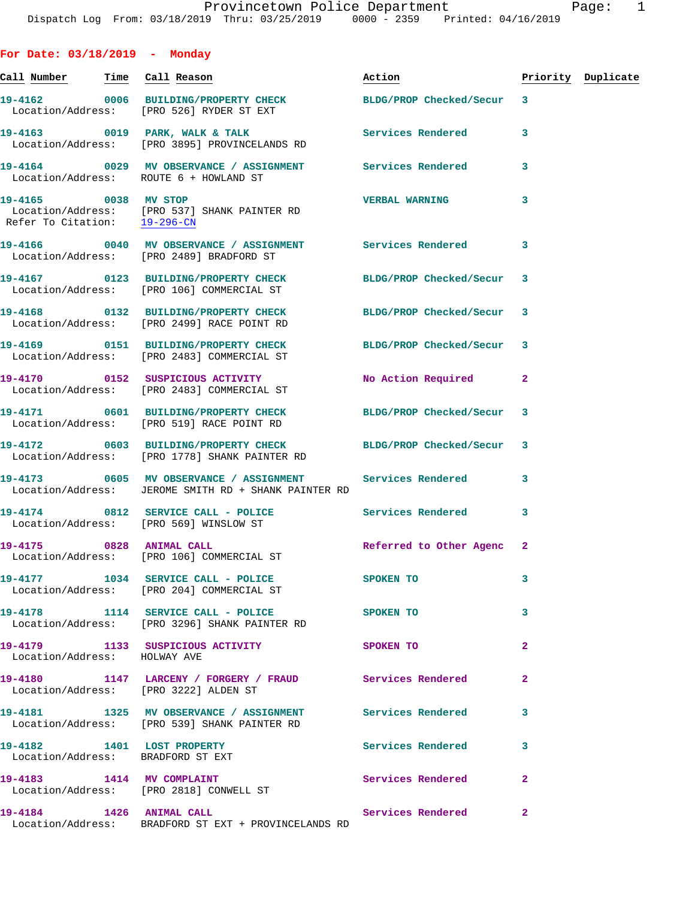Provincetown Police Department
Dispatch Log From: 03/18/2019 Thru: 03/25/2019 0000 - 2359 Printed: 04/16/2019

## For Date: 03/18/2019 - Monday

| Call Number | Time | Call Reason | Action | Priority | Duplicate |
|---|---|---|---|---|---|
| 19-4162 | 0006 | BUILDING/PROPERTY CHECK | BLDG/PROP Checked/Secur | 3 | |
| Location/Address: | | [PRO 526] RYDER ST EXT | | | |
| 19-4163 | 0019 | PARK, WALK & TALK | Services Rendered | 3 | |
| Location/Address: | | [PRO 3895] PROVINCELANDS RD | | | |
| 19-4164 | 0029 | MV OBSERVANCE / ASSIGNMENT | Services Rendered | 3 | |
| Location/Address: | | ROUTE 6 + HOWLAND ST | | | |
| 19-4165 | 0038 | MV STOP | VERBAL WARNING | 3 | |
| Location/Address: | | [PRO 537] SHANK PAINTER RD | | | |
| Refer To Citation: | | 19-296-CN | | | |
| 19-4166 | 0040 | MV OBSERVANCE / ASSIGNMENT | Services Rendered | 3 | |
| Location/Address: | | [PRO 2489] BRADFORD ST | | | |
| 19-4167 | 0123 | BUILDING/PROPERTY CHECK | BLDG/PROP Checked/Secur | 3 | |
| Location/Address: | | [PRO 106] COMMERCIAL ST | | | |
| 19-4168 | 0132 | BUILDING/PROPERTY CHECK | BLDG/PROP Checked/Secur | 3 | |
| Location/Address: | | [PRO 2499] RACE POINT RD | | | |
| 19-4169 | 0151 | BUILDING/PROPERTY CHECK | BLDG/PROP Checked/Secur | 3 | |
| Location/Address: | | [PRO 2483] COMMERCIAL ST | | | |
| 19-4170 | 0152 | SUSPICIOUS ACTIVITY | No Action Required | 2 | |
| Location/Address: | | [PRO 2483] COMMERCIAL ST | | | |
| 19-4171 | 0601 | BUILDING/PROPERTY CHECK | BLDG/PROP Checked/Secur | 3 | |
| Location/Address: | | [PRO 519] RACE POINT RD | | | |
| 19-4172 | 0603 | BUILDING/PROPERTY CHECK | BLDG/PROP Checked/Secur | 3 | |
| Location/Address: | | [PRO 1778] SHANK PAINTER RD | | | |
| 19-4173 | 0605 | MV OBSERVANCE / ASSIGNMENT | Services Rendered | 3 | |
| Location/Address: | | JEROME SMITH RD + SHANK PAINTER RD | | | |
| 19-4174 | 0812 | SERVICE CALL - POLICE | Services Rendered | 3 | |
| Location/Address: | | [PRO 569] WINSLOW ST | | | |
| 19-4175 | 0828 | ANIMAL CALL | Referred to Other Agenc | 2 | |
| Location/Address: | | [PRO 106] COMMERCIAL ST | | | |
| 19-4177 | 1034 | SERVICE CALL - POLICE | SPOKEN TO | 3 | |
| Location/Address: | | [PRO 204] COMMERCIAL ST | | | |
| 19-4178 | 1114 | SERVICE CALL - POLICE | SPOKEN TO | 3 | |
| Location/Address: | | [PRO 3296] SHANK PAINTER RD | | | |
| 19-4179 | 1133 | SUSPICIOUS ACTIVITY | SPOKEN TO | 2 | |
| Location/Address: | | HOLWAY AVE | | | |
| 19-4180 | 1147 | LARCENY / FORGERY / FRAUD | Services Rendered | 2 | |
| Location/Address: | | [PRO 3222] ALDEN ST | | | |
| 19-4181 | 1325 | MV OBSERVANCE / ASSIGNMENT | Services Rendered | 3 | |
| Location/Address: | | [PRO 539] SHANK PAINTER RD | | | |
| 19-4182 | 1401 | LOST PROPERTY | Services Rendered | 3 | |
| Location/Address: | | BRADFORD ST EXT | | | |
| 19-4183 | 1414 | MV COMPLAINT | Services Rendered | 2 | |
| Location/Address: | | [PRO 2818] CONWELL ST | | | |
| 19-4184 | 1426 | ANIMAL CALL | Services Rendered | 2 | |
| Location/Address: | | BRADFORD ST EXT + PROVINCELANDS RD | | | |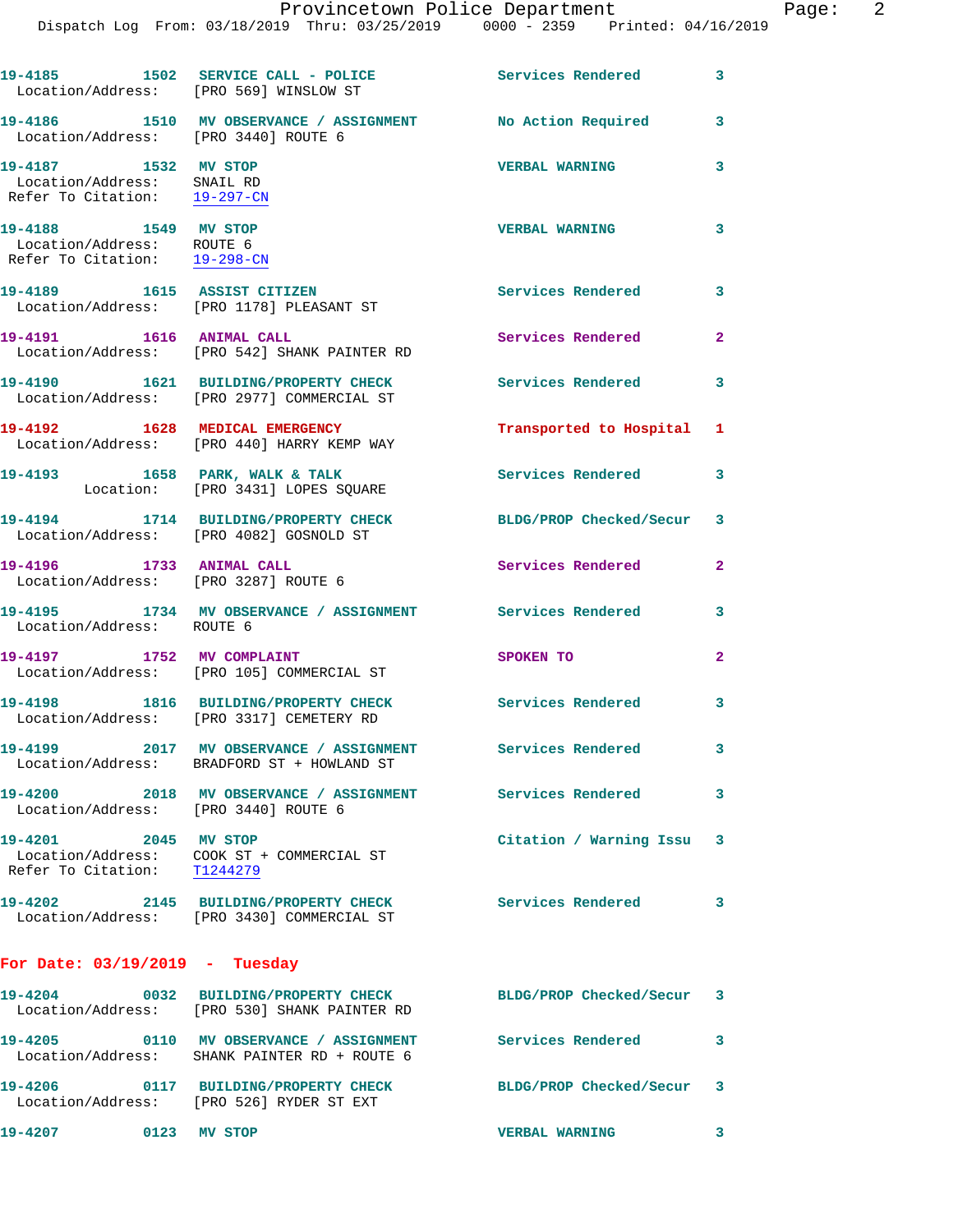19-4185 1502 SERVICE CALL - POLICE Services Rendered 3
Location/Address: [PRO 569] WINSLOW ST

19-4186 1510 MV OBSERVANCE / ASSIGNMENT No Action Required 3
Location/Address: [PRO 3440] ROUTE 6

19-4187 1532 MV STOP VERBAL WARNING 3
Location/Address: SNAIL RD
Refer To Citation: 19-297-CN

19-4188 1549 MV STOP VERBAL WARNING 3
Location/Address: ROUTE 6
Refer To Citation: 19-298-CN

19-4189 1615 ASSIST CITIZEN Services Rendered 3
Location/Address: [PRO 1178] PLEASANT ST

19-4191 1616 ANIMAL CALL Services Rendered 2
Location/Address: [PRO 542] SHANK PAINTER RD

19-4190 1621 BUILDING/PROPERTY CHECK Services Rendered 3
Location/Address: [PRO 2977] COMMERCIAL ST

19-4192 1628 MEDICAL EMERGENCY Transported to Hospital 1
Location/Address: [PRO 440] HARRY KEMP WAY

19-4193 1658 PARK, WALK & TALK Services Rendered 3
Location: [PRO 3431] LOPES SQUARE

19-4194 1714 BUILDING/PROPERTY CHECK BLDG/PROP Checked/Secur 3
Location/Address: [PRO 4082] GOSNOLD ST

19-4196 1733 ANIMAL CALL Services Rendered 2
Location/Address: [PRO 3287] ROUTE 6

19-4195 1734 MV OBSERVANCE / ASSIGNMENT Services Rendered 3
Location/Address: ROUTE 6

19-4197 1752 MV COMPLAINT SPOKEN TO 2
Location/Address: [PRO 105] COMMERCIAL ST

19-4198 1816 BUILDING/PROPERTY CHECK Services Rendered 3
Location/Address: [PRO 3317] CEMETERY RD

19-4199 2017 MV OBSERVANCE / ASSIGNMENT Services Rendered 3
Location/Address: BRADFORD ST + HOWLAND ST

19-4200 2018 MV OBSERVANCE / ASSIGNMENT Services Rendered 3
Location/Address: [PRO 3440] ROUTE 6

19-4201 2045 MV STOP Citation / Warning Issu 3
Location/Address: COOK ST + COMMERCIAL ST
Refer To Citation: T1244279

19-4202 2145 BUILDING/PROPERTY CHECK Services Rendered 3
Location/Address: [PRO 3430] COMMERCIAL ST

**For Date: 03/19/2019 - Tuesday**

19-4204 0032 BUILDING/PROPERTY CHECK BLDG/PROP Checked/Secur 3
Location/Address: [PRO 530] SHANK PAINTER RD

19-4205 0110 MV OBSERVANCE / ASSIGNMENT Services Rendered 3
Location/Address: SHANK PAINTER RD + ROUTE 6

19-4206 0117 BUILDING/PROPERTY CHECK BLDG/PROP Checked/Secur 3
Location/Address: [PRO 526] RYDER ST EXT

19-4207 0123 MV STOP VERBAL WARNING 3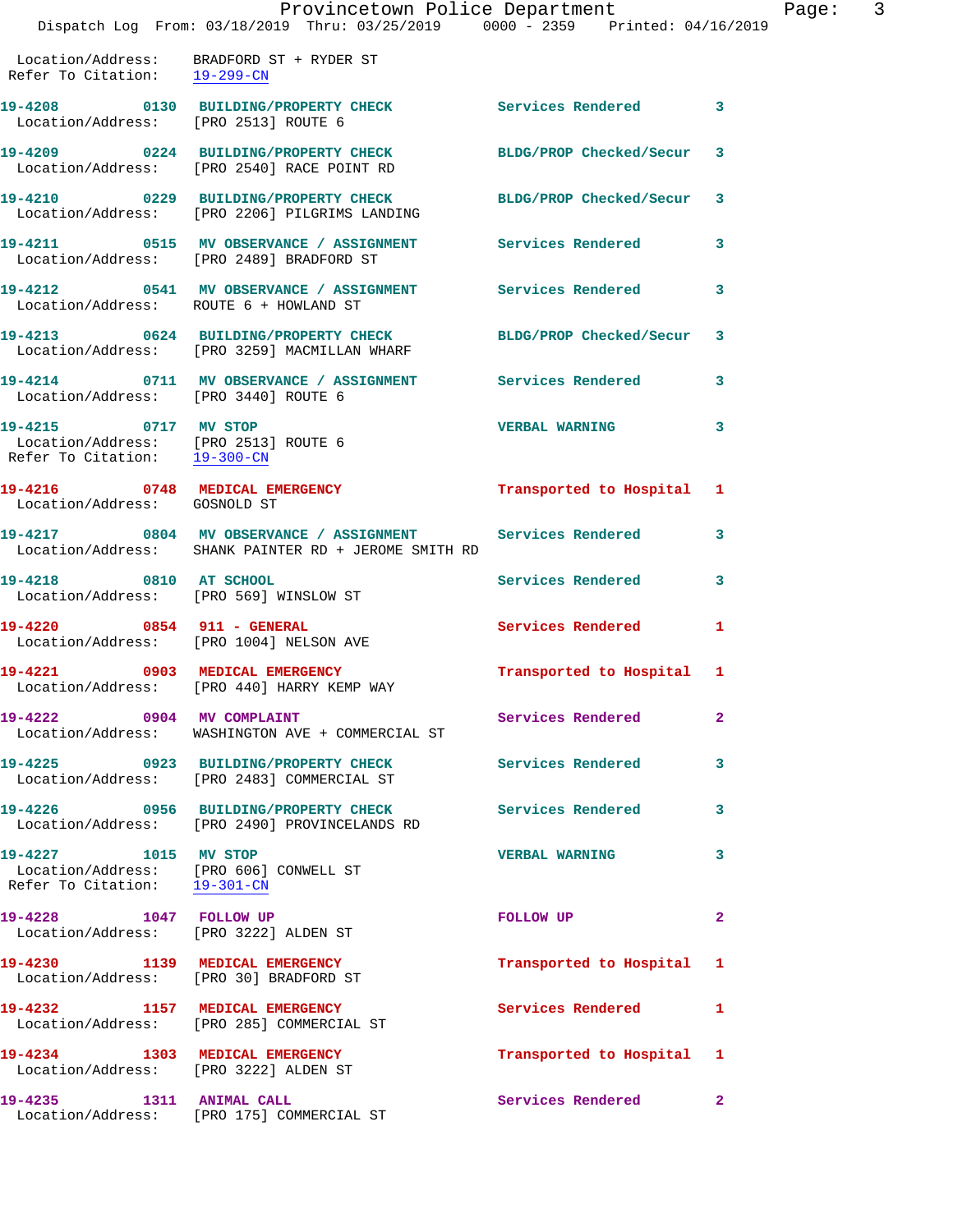Location/Address: BRADFORD ST + RYDER ST
Refer To Citation: 19-299-CN

**19-4208 0130 BUILDING/PROPERTY CHECK** Services Rendered 3
Location/Address: [PRO 2513] ROUTE 6

**19-4209 0224 BUILDING/PROPERTY CHECK** BLDG/PROP Checked/Secur 3
Location/Address: [PRO 2540] RACE POINT RD

**19-4210 0229 BUILDING/PROPERTY CHECK** BLDG/PROP Checked/Secur 3
Location/Address: [PRO 2206] PILGRIMS LANDING

**19-4211 0515 MV OBSERVANCE / ASSIGNMENT** Services Rendered 3
Location/Address: [PRO 2489] BRADFORD ST

**19-4212 0541 MV OBSERVANCE / ASSIGNMENT** Services Rendered 3
Location/Address: ROUTE 6 + HOWLAND ST

**19-4213 0624 BUILDING/PROPERTY CHECK** BLDG/PROP Checked/Secur 3
Location/Address: [PRO 3259] MACMILLAN WHARF

**19-4214 0711 MV OBSERVANCE / ASSIGNMENT** Services Rendered 3
Location/Address: [PRO 3440] ROUTE 6

**19-4215 0717 MV STOP** VERBAL WARNING 3
Location/Address: [PRO 2513] ROUTE 6
Refer To Citation: 19-300-CN

**19-4216 0748 MEDICAL EMERGENCY** Transported to Hospital 1
Location/Address: GOSNOLD ST

**19-4217 0804 MV OBSERVANCE / ASSIGNMENT** Services Rendered 3
Location/Address: SHANK PAINTER RD + JEROME SMITH RD

**19-4218 0810 AT SCHOOL** Services Rendered 3
Location/Address: [PRO 569] WINSLOW ST

**19-4220 0854 911 - GENERAL** Services Rendered 1
Location/Address: [PRO 1004] NELSON AVE

**19-4221 0903 MEDICAL EMERGENCY** Transported to Hospital 1
Location/Address: [PRO 440] HARRY KEMP WAY

**19-4222 0904 MV COMPLAINT** Services Rendered 2
Location/Address: WASHINGTON AVE + COMMERCIAL ST

**19-4225 0923 BUILDING/PROPERTY CHECK** Services Rendered 3
Location/Address: [PRO 2483] COMMERCIAL ST

**19-4226 0956 BUILDING/PROPERTY CHECK** Services Rendered 3
Location/Address: [PRO 2490] PROVINCELANDS RD

**19-4227 1015 MV STOP** VERBAL WARNING 3
Location/Address: [PRO 606] CONWELL ST
Refer To Citation: 19-301-CN

**19-4228 1047 FOLLOW UP** FOLLOW UP 2
Location/Address: [PRO 3222] ALDEN ST

**19-4230 1139 MEDICAL EMERGENCY** Transported to Hospital 1
Location/Address: [PRO 30] BRADFORD ST

**19-4232 1157 MEDICAL EMERGENCY** Services Rendered 1
Location/Address: [PRO 285] COMMERCIAL ST

**19-4234 1303 MEDICAL EMERGENCY** Transported to Hospital 1
Location/Address: [PRO 3222] ALDEN ST

**19-4235 1311 ANIMAL CALL** Services Rendered 2
Location/Address: [PRO 175] COMMERCIAL ST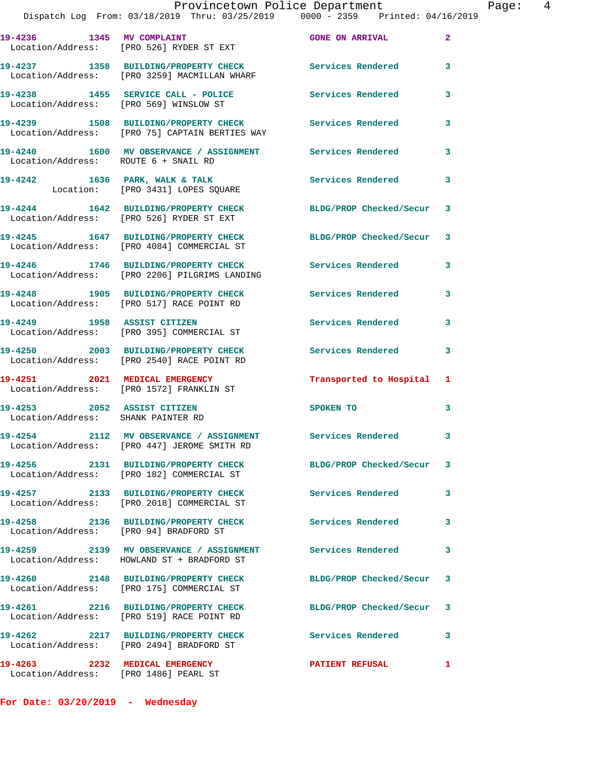| Call # | Time | Call Reason | Action | Priority |
|---|---|---|---|---|
| 19-4236 | 1345 | MV COMPLAINT | GONE ON ARRIVAL | 2 |
| Location/Address: [PRO 526] RYDER ST EXT | | | | |
| 19-4237 | 1358 | BUILDING/PROPERTY CHECK | Services Rendered | 3 |
| Location/Address: [PRO 3259] MACMILLAN WHARF | | | | |
| 19-4238 | 1455 | SERVICE CALL - POLICE | Services Rendered | 3 |
| Location/Address: [PRO 569] WINSLOW ST | | | | |
| 19-4239 | 1508 | BUILDING/PROPERTY CHECK | Services Rendered | 3 |
| Location/Address: [PRO 75] CAPTAIN BERTIES WAY | | | | |
| 19-4240 | 1600 | MV OBSERVANCE / ASSIGNMENT | Services Rendered | 3 |
| Location/Address: ROUTE 6 + SNAIL RD | | | | |
| 19-4242 | 1636 | PARK, WALK & TALK | Services Rendered | 3 |
| Location: [PRO 3431] LOPES SQUARE | | | | |
| 19-4244 | 1642 | BUILDING/PROPERTY CHECK | BLDG/PROP Checked/Secur | 3 |
| Location/Address: [PRO 526] RYDER ST EXT | | | | |
| 19-4245 | 1647 | BUILDING/PROPERTY CHECK | BLDG/PROP Checked/Secur | 3 |
| Location/Address: [PRO 4084] COMMERCIAL ST | | | | |
| 19-4246 | 1746 | BUILDING/PROPERTY CHECK | Services Rendered | 3 |
| Location/Address: [PRO 2206] PILGRIMS LANDING | | | | |
| 19-4248 | 1905 | BUILDING/PROPERTY CHECK | Services Rendered | 3 |
| Location/Address: [PRO 517] RACE POINT RD | | | | |
| 19-4249 | 1958 | ASSIST CITIZEN | Services Rendered | 3 |
| Location/Address: [PRO 395] COMMERCIAL ST | | | | |
| 19-4250 | 2003 | BUILDING/PROPERTY CHECK | Services Rendered | 3 |
| Location/Address: [PRO 2540] RACE POINT RD | | | | |
| 19-4251 | 2021 | MEDICAL EMERGENCY | Transported to Hospital | 1 |
| Location/Address: [PRO 1572] FRANKLIN ST | | | | |
| 19-4253 | 2052 | ASSIST CITIZEN | SPOKEN TO | 3 |
| Location/Address: SHANK PAINTER RD | | | | |
| 19-4254 | 2112 | MV OBSERVANCE / ASSIGNMENT | Services Rendered | 3 |
| Location/Address: [PRO 447] JEROME SMITH RD | | | | |
| 19-4256 | 2131 | BUILDING/PROPERTY CHECK | BLDG/PROP Checked/Secur | 3 |
| Location/Address: [PRO 182] COMMERCIAL ST | | | | |
| 19-4257 | 2133 | BUILDING/PROPERTY CHECK | Services Rendered | 3 |
| Location/Address: [PRO 2018] COMMERCIAL ST | | | | |
| 19-4258 | 2136 | BUILDING/PROPERTY CHECK | Services Rendered | 3 |
| Location/Address: [PRO 94] BRADFORD ST | | | | |
| 19-4259 | 2139 | MV OBSERVANCE / ASSIGNMENT | Services Rendered | 3 |
| Location/Address: HOWLAND ST + BRADFORD ST | | | | |
| 19-4260 | 2148 | BUILDING/PROPERTY CHECK | BLDG/PROP Checked/Secur | 3 |
| Location/Address: [PRO 175] COMMERCIAL ST | | | | |
| 19-4261 | 2216 | BUILDING/PROPERTY CHECK | BLDG/PROP Checked/Secur | 3 |
| Location/Address: [PRO 519] RACE POINT RD | | | | |
| 19-4262 | 2217 | BUILDING/PROPERTY CHECK | Services Rendered | 3 |
| Location/Address: [PRO 2494] BRADFORD ST | | | | |
| 19-4263 | 2232 | MEDICAL EMERGENCY | PATIENT REFUSAL | 1 |
| Location/Address: [PRO 1486] PEARL ST | | | | |

**For Date: 03/20/2019 - Wednesday**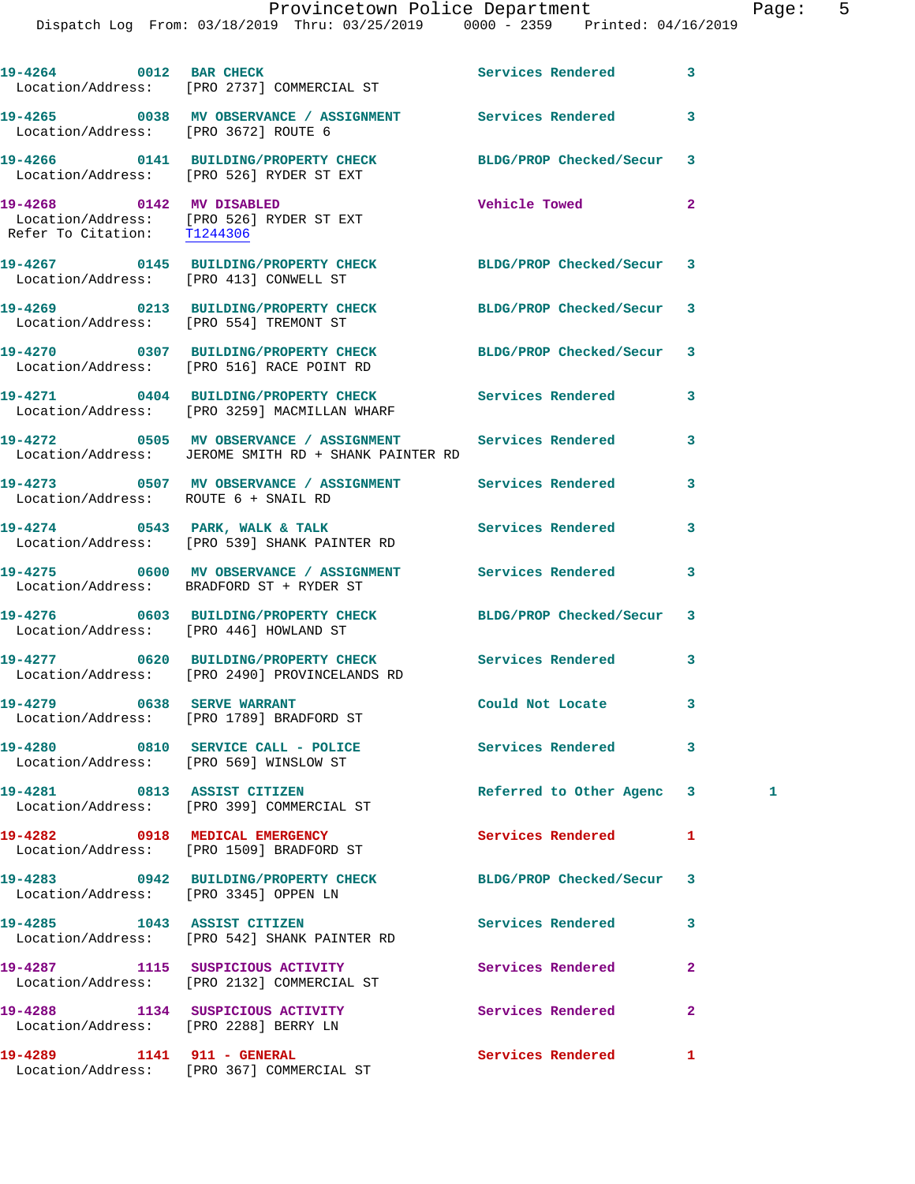19-4264 0012 BAR CHECK Services Rendered 3
 Location/Address: [PRO 2737] COMMERCIAL ST

19-4265 0038 MV OBSERVANCE / ASSIGNMENT Services Rendered 3
 Location/Address: [PRO 3672] ROUTE 6

19-4266 0141 BUILDING/PROPERTY CHECK BLDG/PROP Checked/Secur 3
 Location/Address: [PRO 526] RYDER ST EXT

19-4268 0142 MV DISABLED Vehicle Towed 2
 Location/Address: [PRO 526] RYDER ST EXT
 Refer To Citation: T1244306

19-4267 0145 BUILDING/PROPERTY CHECK BLDG/PROP Checked/Secur 3
 Location/Address: [PRO 413] CONWELL ST

19-4269 0213 BUILDING/PROPERTY CHECK BLDG/PROP Checked/Secur 3
 Location/Address: [PRO 554] TREMONT ST

19-4270 0307 BUILDING/PROPERTY CHECK BLDG/PROP Checked/Secur 3
 Location/Address: [PRO 516] RACE POINT RD

19-4271 0404 BUILDING/PROPERTY CHECK Services Rendered 3
 Location/Address: [PRO 3259] MACMILLAN WHARF

19-4272 0505 MV OBSERVANCE / ASSIGNMENT Services Rendered 3
 Location/Address: JEROME SMITH RD + SHANK PAINTER RD

19-4273 0507 MV OBSERVANCE / ASSIGNMENT Services Rendered 3
 Location/Address: ROUTE 6 + SNAIL RD

19-4274 0543 PARK, WALK & TALK Services Rendered 3
 Location/Address: [PRO 539] SHANK PAINTER RD

19-4275 0600 MV OBSERVANCE / ASSIGNMENT Services Rendered 3
 Location/Address: BRADFORD ST + RYDER ST

19-4276 0603 BUILDING/PROPERTY CHECK BLDG/PROP Checked/Secur 3
 Location/Address: [PRO 446] HOWLAND ST

19-4277 0620 BUILDING/PROPERTY CHECK Services Rendered 3
 Location/Address: [PRO 2490] PROVINCELANDS RD

19-4279 0638 SERVE WARRANT Could Not Locate 3
 Location/Address: [PRO 1789] BRADFORD ST

19-4280 0810 SERVICE CALL - POLICE Services Rendered 3
 Location/Address: [PRO 569] WINSLOW ST

19-4281 0813 ASSIST CITIZEN Referred to Other Agenc 3 1
 Location/Address: [PRO 399] COMMERCIAL ST

19-4282 0918 MEDICAL EMERGENCY Services Rendered 1
 Location/Address: [PRO 1509] BRADFORD ST

19-4283 0942 BUILDING/PROPERTY CHECK BLDG/PROP Checked/Secur 3
 Location/Address: [PRO 3345] OPPEN LN

19-4285 1043 ASSIST CITIZEN Services Rendered 3
 Location/Address: [PRO 542] SHANK PAINTER RD

19-4287 1115 SUSPICIOUS ACTIVITY Services Rendered 2
 Location/Address: [PRO 2132] COMMERCIAL ST

19-4288 1134 SUSPICIOUS ACTIVITY Services Rendered 2
 Location/Address: [PRO 2288] BERRY LN

19-4289 1141 911 - GENERAL Services Rendered 1
 Location/Address: [PRO 367] COMMERCIAL ST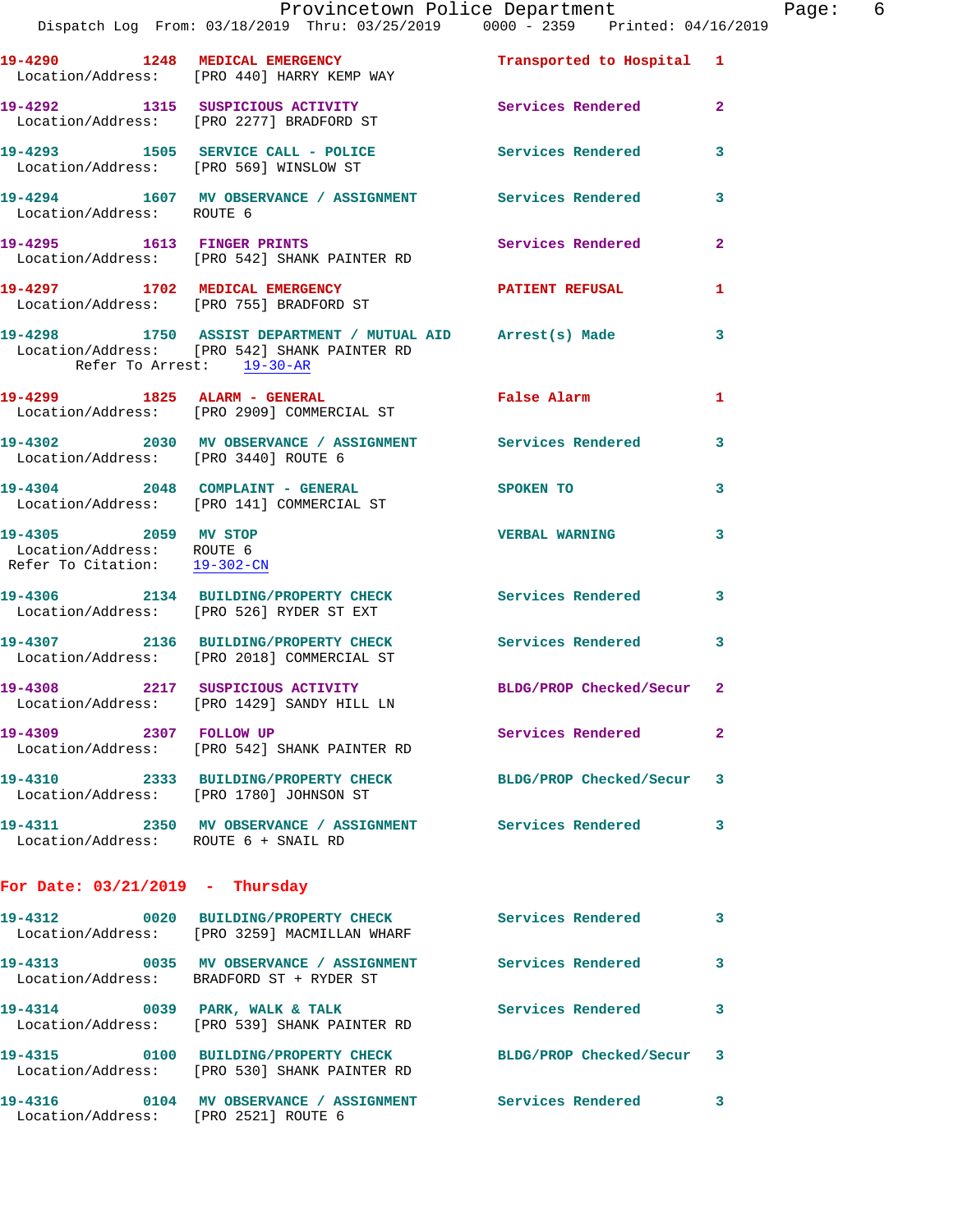**19-4290** 1248 **MEDICAL EMERGENCY** Transported to Hospital 1
Location/Address: [PRO 440] HARRY KEMP WAY

**19-4292** 1315 **SUSPICIOUS ACTIVITY** Services Rendered 2
Location/Address: [PRO 2277] BRADFORD ST

**19-4293** 1505 **SERVICE CALL - POLICE** Services Rendered 3
Location/Address: [PRO 569] WINSLOW ST

**19-4294** 1607 **MV OBSERVANCE / ASSIGNMENT** Services Rendered 3
Location/Address: ROUTE 6

**19-4295** 1613 **FINGER PRINTS** Services Rendered 2
Location/Address: [PRO 542] SHANK PAINTER RD

**19-4297** 1702 **MEDICAL EMERGENCY** PATIENT REFUSAL 1
Location/Address: [PRO 755] BRADFORD ST

**19-4298** 1750 **ASSIST DEPARTMENT / MUTUAL AID** Arrest(s) Made 3
Location/Address: [PRO 542] SHANK PAINTER RD
Refer To Arrest: 19-30-AR

**19-4299** 1825 **ALARM - GENERAL** False Alarm 1
Location/Address: [PRO 2909] COMMERCIAL ST

**19-4302** 2030 **MV OBSERVANCE / ASSIGNMENT** Services Rendered 3
Location/Address: [PRO 3440] ROUTE 6

**19-4304** 2048 **COMPLAINT - GENERAL** SPOKEN TO 3
Location/Address: [PRO 141] COMMERCIAL ST

**19-4305** 2059 **MV STOP** VERBAL WARNING 3
Location/Address: ROUTE 6
Refer To Citation: 19-302-CN

**19-4306** 2134 **BUILDING/PROPERTY CHECK** Services Rendered 3
Location/Address: [PRO 526] RYDER ST EXT

**19-4307** 2136 **BUILDING/PROPERTY CHECK** Services Rendered 3
Location/Address: [PRO 2018] COMMERCIAL ST

**19-4308** 2217 **SUSPICIOUS ACTIVITY** BLDG/PROP Checked/Secur 2
Location/Address: [PRO 1429] SANDY HILL LN

**19-4309** 2307 **FOLLOW UP** Services Rendered 2
Location/Address: [PRO 542] SHANK PAINTER RD

**19-4310** 2333 **BUILDING/PROPERTY CHECK** BLDG/PROP Checked/Secur 3
Location/Address: [PRO 1780] JOHNSON ST

**19-4311** 2350 **MV OBSERVANCE / ASSIGNMENT** Services Rendered 3
Location/Address: ROUTE 6 + SNAIL RD

## For Date: 03/21/2019 - Thursday

**19-4312** 0020 **BUILDING/PROPERTY CHECK** Services Rendered 3
Location/Address: [PRO 3259] MACMILLAN WHARF

**19-4313** 0035 **MV OBSERVANCE / ASSIGNMENT** Services Rendered 3
Location/Address: BRADFORD ST + RYDER ST

**19-4314** 0039 **PARK, WALK & TALK** Services Rendered 3
Location/Address: [PRO 539] SHANK PAINTER RD

**19-4315** 0100 **BUILDING/PROPERTY CHECK** BLDG/PROP Checked/Secur 3
Location/Address: [PRO 530] SHANK PAINTER RD

**19-4316** 0104 **MV OBSERVANCE / ASSIGNMENT** Services Rendered 3
Location/Address: [PRO 2521] ROUTE 6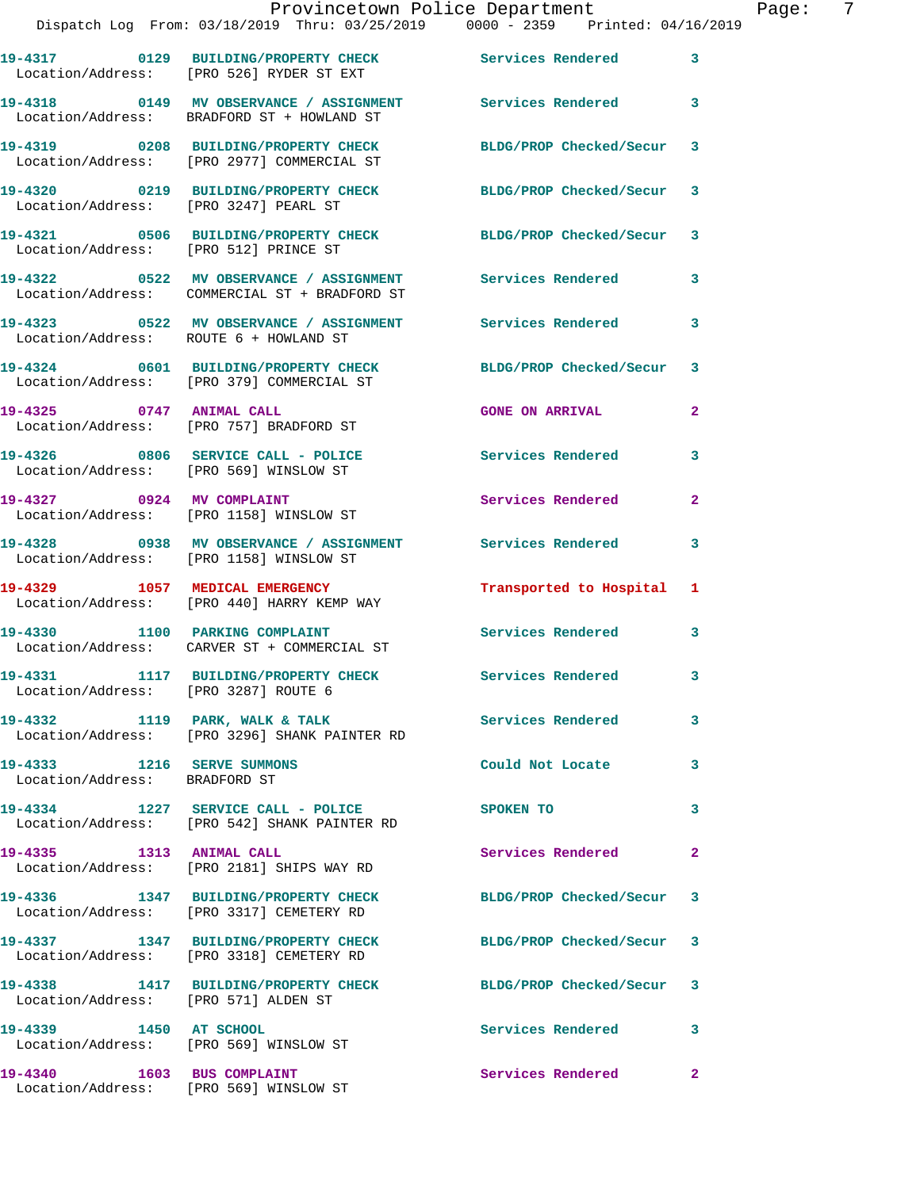19-4317 0129 BUILDING/PROPERTY CHECK Services Rendered 3
Location/Address: [PRO 526] RYDER ST EXT

19-4318 0149 MV OBSERVANCE / ASSIGNMENT Services Rendered 3
Location/Address: BRADFORD ST + HOWLAND ST

19-4319 0208 BUILDING/PROPERTY CHECK BLDG/PROP Checked/Secur 3
Location/Address: [PRO 2977] COMMERCIAL ST

19-4320 0219 BUILDING/PROPERTY CHECK BLDG/PROP Checked/Secur 3
Location/Address: [PRO 3247] PEARL ST

19-4321 0506 BUILDING/PROPERTY CHECK BLDG/PROP Checked/Secur 3
Location/Address: [PRO 512] PRINCE ST

19-4322 0522 MV OBSERVANCE / ASSIGNMENT Services Rendered 3
Location/Address: COMMERCIAL ST + BRADFORD ST

19-4323 0522 MV OBSERVANCE / ASSIGNMENT Services Rendered 3
Location/Address: ROUTE 6 + HOWLAND ST

19-4324 0601 BUILDING/PROPERTY CHECK BLDG/PROP Checked/Secur 3
Location/Address: [PRO 379] COMMERCIAL ST

19-4325 0747 ANIMAL CALL GONE ON ARRIVAL 2
Location/Address: [PRO 757] BRADFORD ST

19-4326 0806 SERVICE CALL - POLICE Services Rendered 3
Location/Address: [PRO 569] WINSLOW ST

19-4327 0924 MV COMPLAINT Services Rendered 2
Location/Address: [PRO 1158] WINSLOW ST

19-4328 0938 MV OBSERVANCE / ASSIGNMENT Services Rendered 3
Location/Address: [PRO 1158] WINSLOW ST

19-4329 1057 MEDICAL EMERGENCY Transported to Hospital 1
Location/Address: [PRO 440] HARRY KEMP WAY

19-4330 1100 PARKING COMPLAINT Services Rendered 3
Location/Address: CARVER ST + COMMERCIAL ST

19-4331 1117 BUILDING/PROPERTY CHECK Services Rendered 3
Location/Address: [PRO 3287] ROUTE 6

19-4332 1119 PARK, WALK & TALK Services Rendered 3
Location/Address: [PRO 3296] SHANK PAINTER RD

19-4333 1216 SERVE SUMMONS Could Not Locate 3
Location/Address: BRADFORD ST

19-4334 1227 SERVICE CALL - POLICE SPOKEN TO 3
Location/Address: [PRO 542] SHANK PAINTER RD

19-4335 1313 ANIMAL CALL Services Rendered 2
Location/Address: [PRO 2181] SHIPS WAY RD

19-4336 1347 BUILDING/PROPERTY CHECK BLDG/PROP Checked/Secur 3
Location/Address: [PRO 3317] CEMETERY RD

19-4337 1347 BUILDING/PROPERTY CHECK BLDG/PROP Checked/Secur 3
Location/Address: [PRO 3318] CEMETERY RD

19-4338 1417 BUILDING/PROPERTY CHECK BLDG/PROP Checked/Secur 3
Location/Address: [PRO 571] ALDEN ST

19-4339 1450 AT SCHOOL Services Rendered 3
Location/Address: [PRO 569] WINSLOW ST

19-4340 1603 BUS COMPLAINT Services Rendered 2
Location/Address: [PRO 569] WINSLOW ST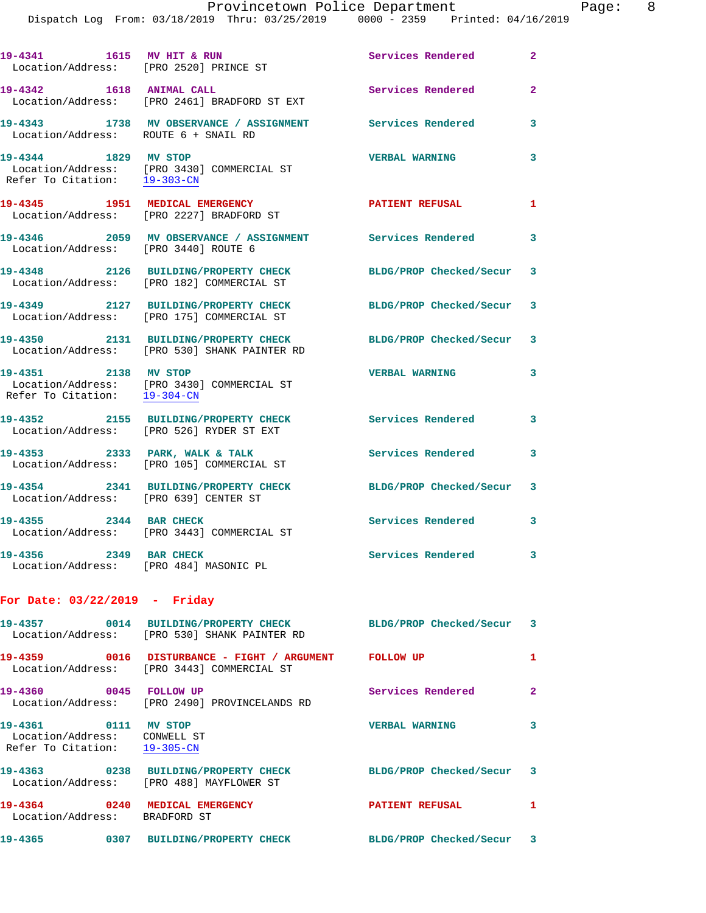19-4341 1615 MV HIT & RUN Services Rendered 2
Location/Address: [PRO 2520] PRINCE ST

19-4342 1618 ANIMAL CALL Services Rendered 2
Location/Address: [PRO 2461] BRADFORD ST EXT

19-4343 1738 MV OBSERVANCE / ASSIGNMENT Services Rendered 3
Location/Address: ROUTE 6 + SNAIL RD

19-4344 1829 MV STOP VERBAL WARNING 3
Location/Address: [PRO 3430] COMMERCIAL ST
Refer To Citation: 19-303-CN

19-4345 1951 MEDICAL EMERGENCY PATIENT REFUSAL 1
Location/Address: [PRO 2227] BRADFORD ST

19-4346 2059 MV OBSERVANCE / ASSIGNMENT Services Rendered 3
Location/Address: [PRO 3440] ROUTE 6

19-4348 2126 BUILDING/PROPERTY CHECK BLDG/PROP Checked/Secur 3
Location/Address: [PRO 182] COMMERCIAL ST

19-4349 2127 BUILDING/PROPERTY CHECK BLDG/PROP Checked/Secur 3
Location/Address: [PRO 175] COMMERCIAL ST

19-4350 2131 BUILDING/PROPERTY CHECK BLDG/PROP Checked/Secur 3
Location/Address: [PRO 530] SHANK PAINTER RD

19-4351 2138 MV STOP VERBAL WARNING 3
Location/Address: [PRO 3430] COMMERCIAL ST
Refer To Citation: 19-304-CN

19-4352 2155 BUILDING/PROPERTY CHECK Services Rendered 3
Location/Address: [PRO 526] RYDER ST EXT

19-4353 2333 PARK, WALK & TALK Services Rendered 3
Location/Address: [PRO 105] COMMERCIAL ST

19-4354 2341 BUILDING/PROPERTY CHECK BLDG/PROP Checked/Secur 3
Location/Address: [PRO 639] CENTER ST

19-4355 2344 BAR CHECK Services Rendered 3
Location/Address: [PRO 3443] COMMERCIAL ST

19-4356 2349 BAR CHECK Services Rendered 3
Location/Address: [PRO 484] MASONIC PL

**For Date: 03/22/2019 - Friday**

19-4357 0014 BUILDING/PROPERTY CHECK BLDG/PROP Checked/Secur 3
Location/Address: [PRO 530] SHANK PAINTER RD

19-4359 0016 DISTURBANCE - FIGHT / ARGUMENT FOLLOW UP 1
Location/Address: [PRO 3443] COMMERCIAL ST

19-4360 0045 FOLLOW UP Services Rendered 2
Location/Address: [PRO 2490] PROVINCELANDS RD

19-4361 0111 MV STOP VERBAL WARNING 3
Location/Address: CONWELL ST
Refer To Citation: 19-305-CN

19-4363 0238 BUILDING/PROPERTY CHECK BLDG/PROP Checked/Secur 3
Location/Address: [PRO 488] MAYFLOWER ST

19-4364 0240 MEDICAL EMERGENCY PATIENT REFUSAL 1
Location/Address: BRADFORD ST

19-4365 0307 BUILDING/PROPERTY CHECK BLDG/PROP Checked/Secur 3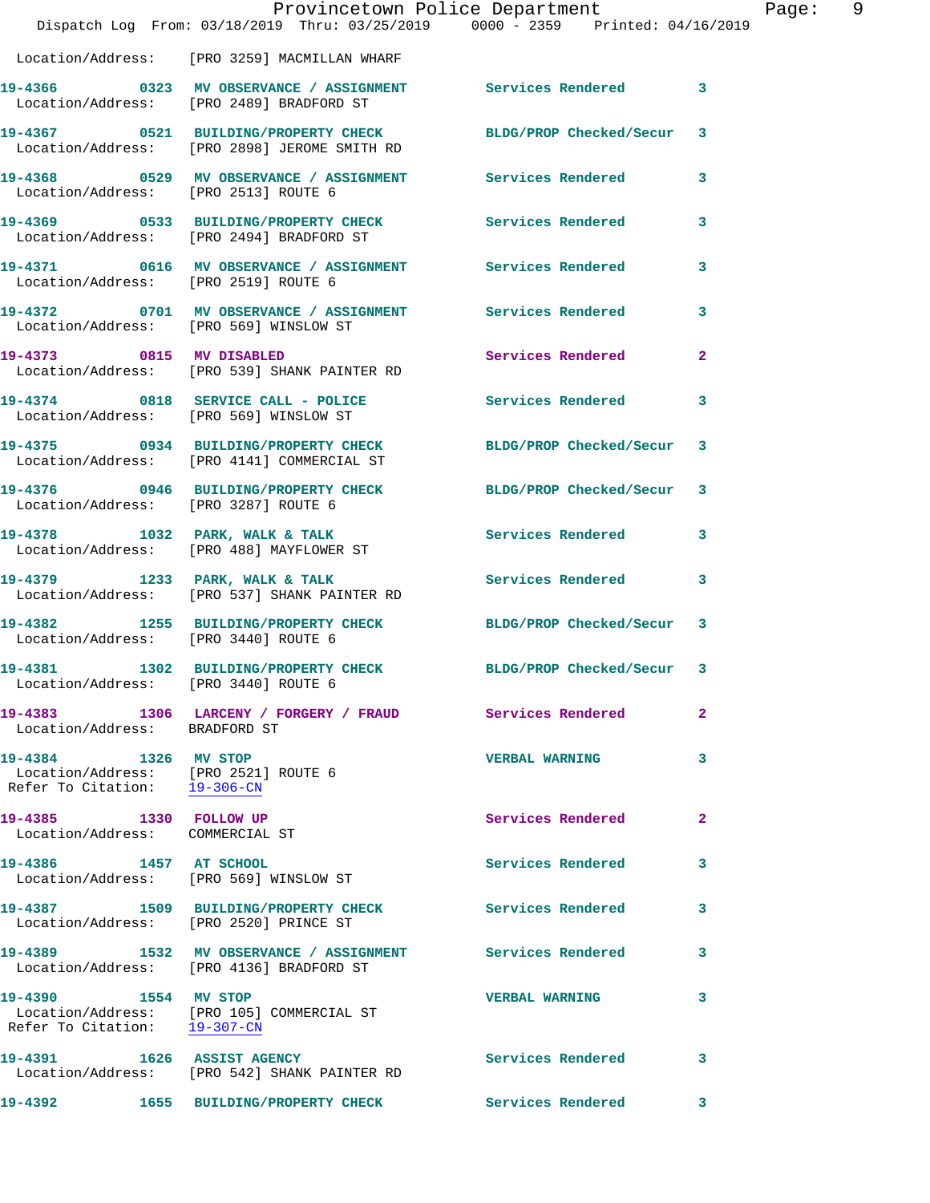Location/Address: [PRO 3259] MACMILLAN WHARF

**19-4366** 0323 **MV OBSERVANCE / ASSIGNMENT** Services Rendered 3
Location/Address: [PRO 2489] BRADFORD ST

**19-4367** 0521 **BUILDING/PROPERTY CHECK** BLDG/PROP Checked/Secur 3
Location/Address: [PRO 2898] JEROME SMITH RD

**19-4368** 0529 **MV OBSERVANCE / ASSIGNMENT** Services Rendered 3
Location/Address: [PRO 2513] ROUTE 6

**19-4369** 0533 **BUILDING/PROPERTY CHECK** Services Rendered 3
Location/Address: [PRO 2494] BRADFORD ST

**19-4371** 0616 **MV OBSERVANCE / ASSIGNMENT** Services Rendered 3
Location/Address: [PRO 2519] ROUTE 6

**19-4372** 0701 **MV OBSERVANCE / ASSIGNMENT** Services Rendered 3
Location/Address: [PRO 569] WINSLOW ST

**19-4373** 0815 **MV DISABLED** Services Rendered 2
Location/Address: [PRO 539] SHANK PAINTER RD

**19-4374** 0818 **SERVICE CALL - POLICE** Services Rendered 3
Location/Address: [PRO 569] WINSLOW ST

**19-4375** 0934 **BUILDING/PROPERTY CHECK** BLDG/PROP Checked/Secur 3
Location/Address: [PRO 4141] COMMERCIAL ST

**19-4376** 0946 **BUILDING/PROPERTY CHECK** BLDG/PROP Checked/Secur 3
Location/Address: [PRO 3287] ROUTE 6

**19-4378** 1032 **PARK, WALK & TALK** Services Rendered 3
Location/Address: [PRO 488] MAYFLOWER ST

**19-4379** 1233 **PARK, WALK & TALK** Services Rendered 3
Location/Address: [PRO 537] SHANK PAINTER RD

**19-4382** 1255 **BUILDING/PROPERTY CHECK** BLDG/PROP Checked/Secur 3
Location/Address: [PRO 3440] ROUTE 6

**19-4381** 1302 **BUILDING/PROPERTY CHECK** BLDG/PROP Checked/Secur 3
Location/Address: [PRO 3440] ROUTE 6

**19-4383** 1306 **LARCENY / FORGERY / FRAUD** Services Rendered 2
Location/Address: BRADFORD ST

**19-4384** 1326 **MV STOP** VERBAL WARNING 3
Location/Address: [PRO 2521] ROUTE 6
Refer To Citation: 19-306-CN

**19-4385** 1330 **FOLLOW UP** Services Rendered 2
Location/Address: COMMERCIAL ST

**19-4386** 1457 **AT SCHOOL** Services Rendered 3
Location/Address: [PRO 569] WINSLOW ST

**19-4387** 1509 **BUILDING/PROPERTY CHECK** Services Rendered 3
Location/Address: [PRO 2520] PRINCE ST

**19-4389** 1532 **MV OBSERVANCE / ASSIGNMENT** Services Rendered 3
Location/Address: [PRO 4136] BRADFORD ST

**19-4390** 1554 **MV STOP** VERBAL WARNING 3
Location/Address: [PRO 105] COMMERCIAL ST
Refer To Citation: 19-307-CN

**19-4391** 1626 **ASSIST AGENCY** Services Rendered 3
Location/Address: [PRO 542] SHANK PAINTER RD

**19-4392** 1655 **BUILDING/PROPERTY CHECK** Services Rendered 3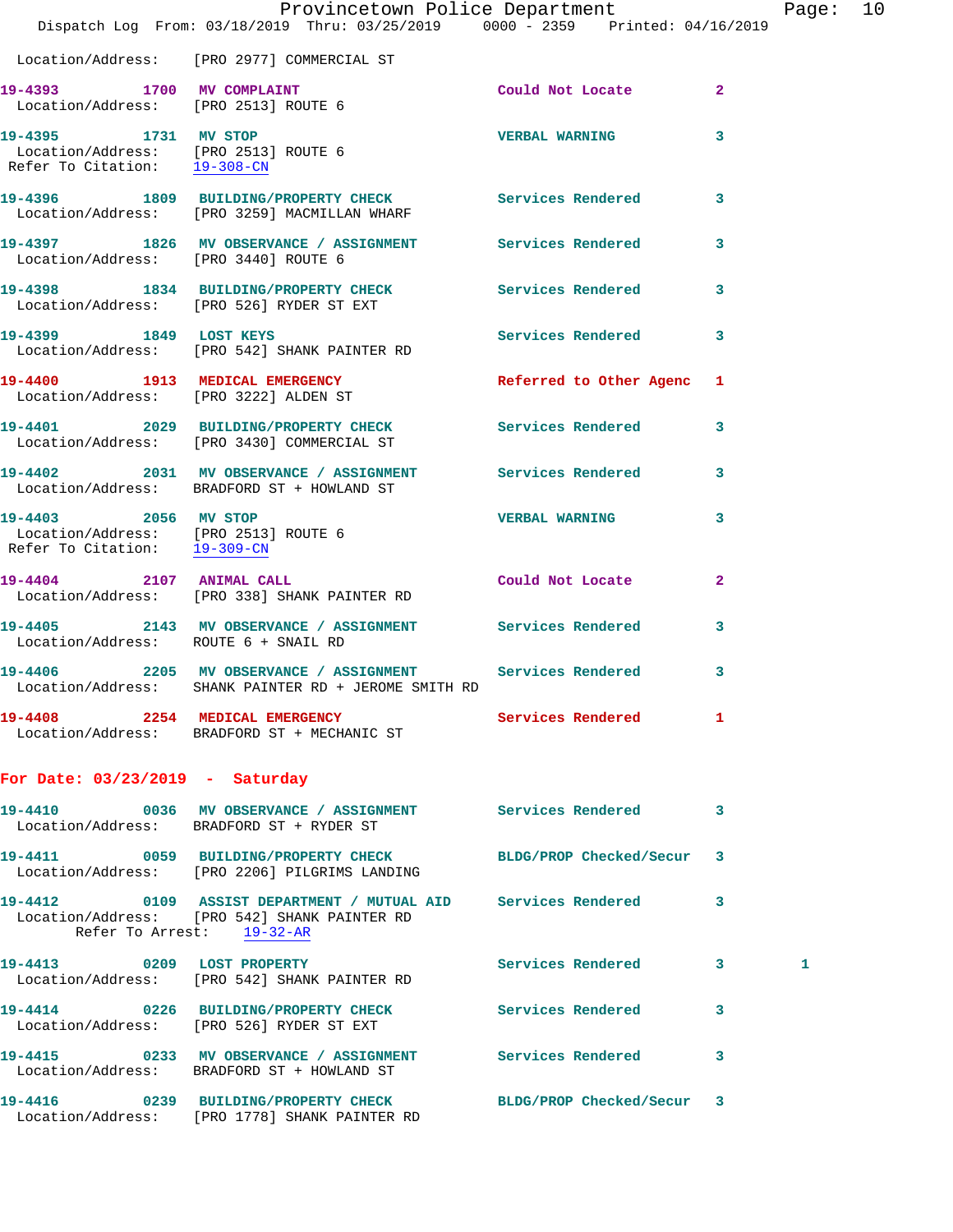Location/Address: [PRO 2977] COMMERCIAL ST

**19-4393** 1700 **MV COMPLAINT** Could Not Locate 2
Location/Address: [PRO 2513] ROUTE 6

**19-4395** 1731 **MV STOP** VERBAL WARNING 3
Location/Address: [PRO 2513] ROUTE 6
Refer To Citation: 19-308-CN

**19-4396** 1809 **BUILDING/PROPERTY CHECK** Services Rendered 3
Location/Address: [PRO 3259] MACMILLAN WHARF

**19-4397** 1826 **MV OBSERVANCE / ASSIGNMENT** Services Rendered 3
Location/Address: [PRO 3440] ROUTE 6

**19-4398** 1834 **BUILDING/PROPERTY CHECK** Services Rendered 3
Location/Address: [PRO 526] RYDER ST EXT

**19-4399** 1849 **LOST KEYS** Services Rendered 3
Location/Address: [PRO 542] SHANK PAINTER RD

**19-4400** 1913 **MEDICAL EMERGENCY** Referred to Other Agenc 1
Location/Address: [PRO 3222] ALDEN ST

**19-4401** 2029 **BUILDING/PROPERTY CHECK** Services Rendered 3
Location/Address: [PRO 3430] COMMERCIAL ST

**19-4402** 2031 **MV OBSERVANCE / ASSIGNMENT** Services Rendered 3
Location/Address: BRADFORD ST + HOWLAND ST

**19-4403** 2056 **MV STOP** VERBAL WARNING 3
Location/Address: [PRO 2513] ROUTE 6
Refer To Citation: 19-309-CN

**19-4404** 2107 **ANIMAL CALL** Could Not Locate 2
Location/Address: [PRO 338] SHANK PAINTER RD

**19-4405** 2143 **MV OBSERVANCE / ASSIGNMENT** Services Rendered 3
Location/Address: ROUTE 6 + SNAIL RD

**19-4406** 2205 **MV OBSERVANCE / ASSIGNMENT** Services Rendered 3
Location/Address: SHANK PAINTER RD + JEROME SMITH RD

**19-4408** 2254 **MEDICAL EMERGENCY** Services Rendered 1
Location/Address: BRADFORD ST + MECHANIC ST

## For Date: 03/23/2019 - Saturday

**19-4410** 0036 **MV OBSERVANCE / ASSIGNMENT** Services Rendered 3
Location/Address: BRADFORD ST + RYDER ST

**19-4411** 0059 **BUILDING/PROPERTY CHECK** BLDG/PROP Checked/Secur 3
Location/Address: [PRO 2206] PILGRIMS LANDING

**19-4412** 0109 **ASSIST DEPARTMENT / MUTUAL AID** Services Rendered 3
Location/Address: [PRO 542] SHANK PAINTER RD
Refer To Arrest: 19-32-AR

**19-4413** 0209 **LOST PROPERTY** Services Rendered 3 1
Location/Address: [PRO 542] SHANK PAINTER RD

**19-4414** 0226 **BUILDING/PROPERTY CHECK** Services Rendered 3
Location/Address: [PRO 526] RYDER ST EXT

**19-4415** 0233 **MV OBSERVANCE / ASSIGNMENT** Services Rendered 3
Location/Address: BRADFORD ST + HOWLAND ST

**19-4416** 0239 **BUILDING/PROPERTY CHECK** BLDG/PROP Checked/Secur 3
Location/Address: [PRO 1778] SHANK PAINTER RD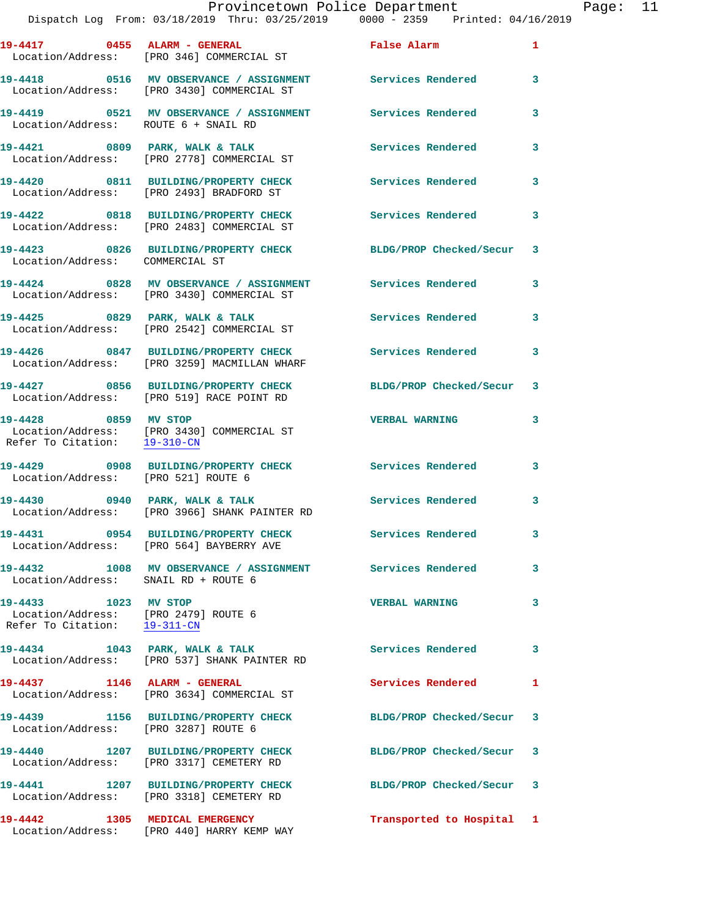19-4417 0455 ALARM - GENERAL False Alarm 1
Location/Address: [PRO 346] COMMERCIAL ST

19-4418 0516 MV OBSERVANCE / ASSIGNMENT Services Rendered 3
Location/Address: [PRO 3430] COMMERCIAL ST

19-4419 0521 MV OBSERVANCE / ASSIGNMENT Services Rendered 3
Location/Address: ROUTE 6 + SNAIL RD

19-4421 0809 PARK, WALK & TALK Services Rendered 3
Location/Address: [PRO 2778] COMMERCIAL ST

19-4420 0811 BUILDING/PROPERTY CHECK Services Rendered 3
Location/Address: [PRO 2493] BRADFORD ST

19-4422 0818 BUILDING/PROPERTY CHECK Services Rendered 3
Location/Address: [PRO 2483] COMMERCIAL ST

19-4423 0826 BUILDING/PROPERTY CHECK BLDG/PROP Checked/Secur 3
Location/Address: COMMERCIAL ST

19-4424 0828 MV OBSERVANCE / ASSIGNMENT Services Rendered 3
Location/Address: [PRO 3430] COMMERCIAL ST

19-4425 0829 PARK, WALK & TALK Services Rendered 3
Location/Address: [PRO 2542] COMMERCIAL ST

19-4426 0847 BUILDING/PROPERTY CHECK Services Rendered 3
Location/Address: [PRO 3259] MACMILLAN WHARF

19-4427 0856 BUILDING/PROPERTY CHECK BLDG/PROP Checked/Secur 3
Location/Address: [PRO 519] RACE POINT RD

19-4428 0859 MV STOP VERBAL WARNING 3
Location/Address: [PRO 3430] COMMERCIAL ST
Refer To Citation: 19-310-CN

19-4429 0908 BUILDING/PROPERTY CHECK Services Rendered 3
Location/Address: [PRO 521] ROUTE 6

19-4430 0940 PARK, WALK & TALK Services Rendered 3
Location/Address: [PRO 3966] SHANK PAINTER RD

19-4431 0954 BUILDING/PROPERTY CHECK Services Rendered 3
Location/Address: [PRO 564] BAYBERRY AVE

19-4432 1008 MV OBSERVANCE / ASSIGNMENT Services Rendered 3
Location/Address: SNAIL RD + ROUTE 6

19-4433 1023 MV STOP VERBAL WARNING 3
Location/Address: [PRO 2479] ROUTE 6
Refer To Citation: 19-311-CN

19-4434 1043 PARK, WALK & TALK Services Rendered 3
Location/Address: [PRO 537] SHANK PAINTER RD

19-4437 1146 ALARM - GENERAL Services Rendered 1
Location/Address: [PRO 3634] COMMERCIAL ST

19-4439 1156 BUILDING/PROPERTY CHECK BLDG/PROP Checked/Secur 3
Location/Address: [PRO 3287] ROUTE 6

19-4440 1207 BUILDING/PROPERTY CHECK BLDG/PROP Checked/Secur 3
Location/Address: [PRO 3317] CEMETERY RD

19-4441 1207 BUILDING/PROPERTY CHECK BLDG/PROP Checked/Secur 3
Location/Address: [PRO 3318] CEMETERY RD

19-4442 1305 MEDICAL EMERGENCY Transported to Hospital 1
Location/Address: [PRO 440] HARRY KEMP WAY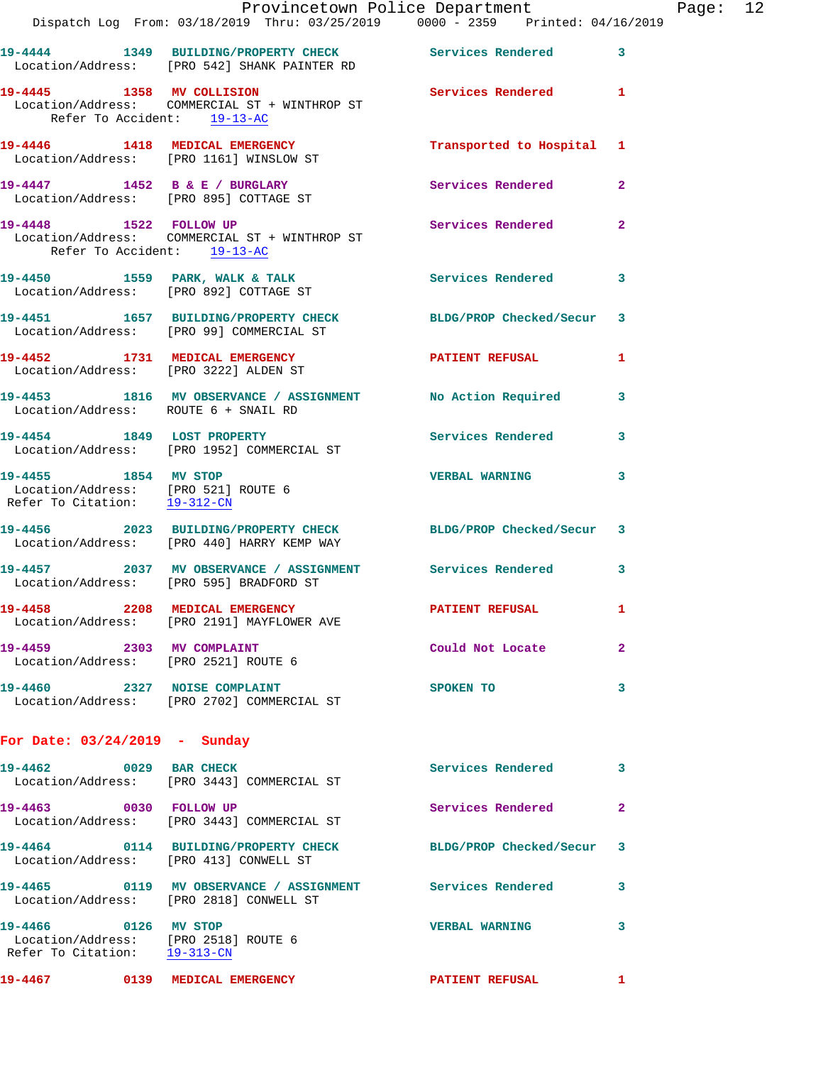19-4444 1349 BUILDING/PROPERTY CHECK Services Rendered 3
Location/Address: [PRO 542] SHANK PAINTER RD

19-4445 1358 MV COLLISION Services Rendered 1
Location/Address: COMMERCIAL ST + WINTHROP ST
Refer To Accident: 19-13-AC

19-4446 1418 MEDICAL EMERGENCY Transported to Hospital 1
Location/Address: [PRO 1161] WINSLOW ST

19-4447 1452 B & E / BURGLARY Services Rendered 2
Location/Address: [PRO 895] COTTAGE ST

19-4448 1522 FOLLOW UP Services Rendered 2
Location/Address: COMMERCIAL ST + WINTHROP ST
Refer To Accident: 19-13-AC

19-4450 1559 PARK, WALK & TALK Services Rendered 3
Location/Address: [PRO 892] COTTAGE ST

19-4451 1657 BUILDING/PROPERTY CHECK BLDG/PROP Checked/Secur 3
Location/Address: [PRO 99] COMMERCIAL ST

19-4452 1731 MEDICAL EMERGENCY PATIENT REFUSAL 1
Location/Address: [PRO 3222] ALDEN ST

19-4453 1816 MV OBSERVANCE / ASSIGNMENT No Action Required 3
Location/Address: ROUTE 6 + SNAIL RD

19-4454 1849 LOST PROPERTY Services Rendered 3
Location/Address: [PRO 1952] COMMERCIAL ST

19-4455 1854 MV STOP VERBAL WARNING 3
Location/Address: [PRO 521] ROUTE 6
Refer To Citation: 19-312-CN

19-4456 2023 BUILDING/PROPERTY CHECK BLDG/PROP Checked/Secur 3
Location/Address: [PRO 440] HARRY KEMP WAY

19-4457 2037 MV OBSERVANCE / ASSIGNMENT Services Rendered 3
Location/Address: [PRO 595] BRADFORD ST

19-4458 2208 MEDICAL EMERGENCY PATIENT REFUSAL 1
Location/Address: [PRO 2191] MAYFLOWER AVE

19-4459 2303 MV COMPLAINT Could Not Locate 2
Location/Address: [PRO 2521] ROUTE 6

19-4460 2327 NOISE COMPLAINT SPOKEN TO 3
Location/Address: [PRO 2702] COMMERCIAL ST

**For Date: 03/24/2019 - Sunday**

19-4462 0029 BAR CHECK Services Rendered 3
Location/Address: [PRO 3443] COMMERCIAL ST

19-4463 0030 FOLLOW UP Services Rendered 2
Location/Address: [PRO 3443] COMMERCIAL ST

19-4464 0114 BUILDING/PROPERTY CHECK BLDG/PROP Checked/Secur 3
Location/Address: [PRO 413] CONWELL ST

19-4465 0119 MV OBSERVANCE / ASSIGNMENT Services Rendered 3
Location/Address: [PRO 2818] CONWELL ST

19-4466 0126 MV STOP VERBAL WARNING 3
Location/Address: [PRO 2518] ROUTE 6
Refer To Citation: 19-313-CN

19-4467 0139 MEDICAL EMERGENCY PATIENT REFUSAL 1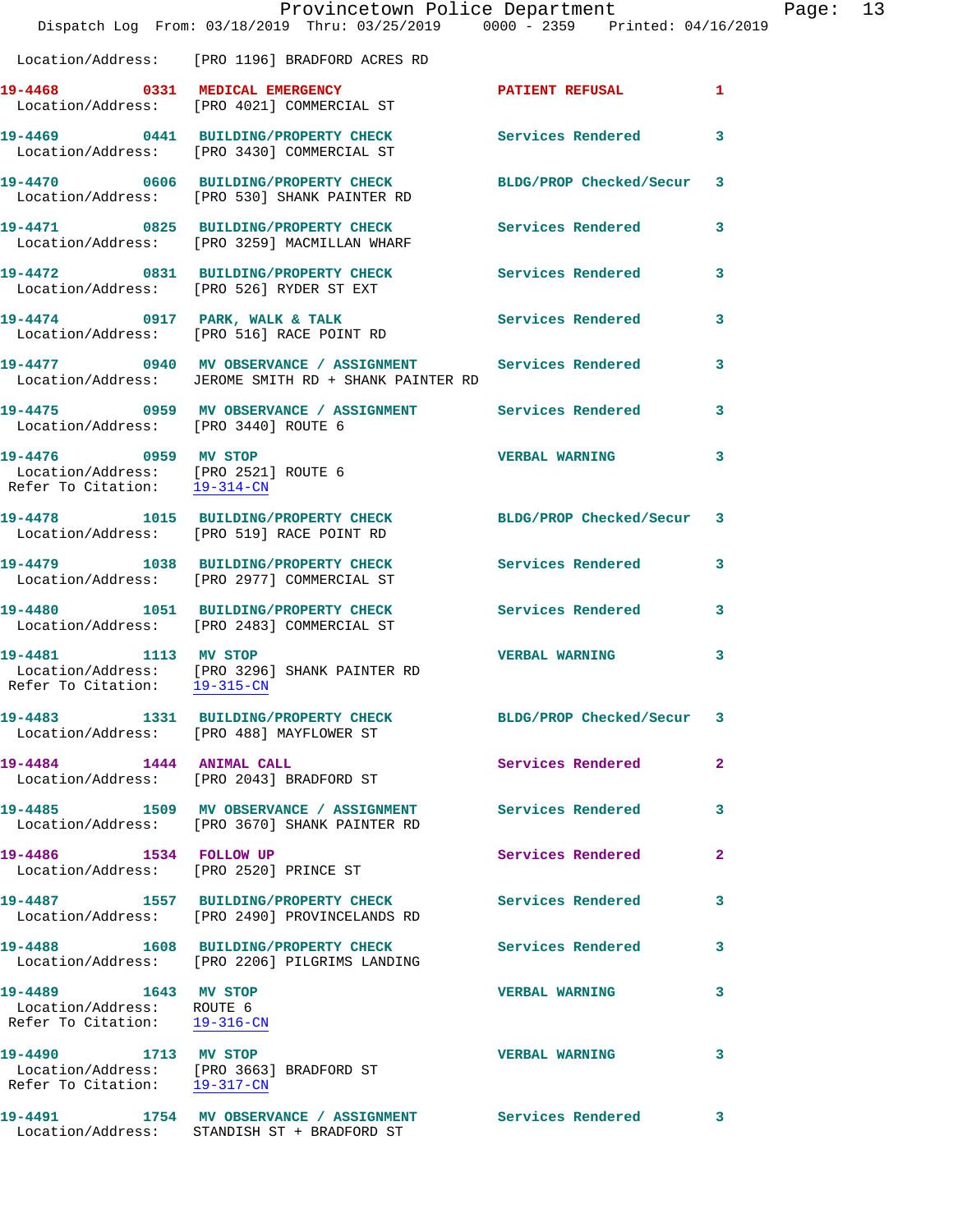Location/Address: [PRO 1196] BRADFORD ACRES RD

**19-4468 0331 MEDICAL EMERGENCY** PATIENT REFUSAL 1
Location/Address: [PRO 4021] COMMERCIAL ST

**19-4469 0441 BUILDING/PROPERTY CHECK** Services Rendered 3
Location/Address: [PRO 3430] COMMERCIAL ST

**19-4470 0606 BUILDING/PROPERTY CHECK** BLDG/PROP Checked/Secur 3
Location/Address: [PRO 530] SHANK PAINTER RD

**19-4471 0825 BUILDING/PROPERTY CHECK** Services Rendered 3
Location/Address: [PRO 3259] MACMILLAN WHARF

**19-4472 0831 BUILDING/PROPERTY CHECK** Services Rendered 3
Location/Address: [PRO 526] RYDER ST EXT

**19-4474 0917 PARK, WALK & TALK** Services Rendered 3
Location/Address: [PRO 516] RACE POINT RD

**19-4477 0940 MV OBSERVANCE / ASSIGNMENT** Services Rendered 3
Location/Address: JEROME SMITH RD + SHANK PAINTER RD

**19-4475 0959 MV OBSERVANCE / ASSIGNMENT** Services Rendered 3
Location/Address: [PRO 3440] ROUTE 6

**19-4476 0959 MV STOP** VERBAL WARNING 3
Location/Address: [PRO 2521] ROUTE 6
Refer To Citation: 19-314-CN

**19-4478 1015 BUILDING/PROPERTY CHECK** BLDG/PROP Checked/Secur 3
Location/Address: [PRO 519] RACE POINT RD

**19-4479 1038 BUILDING/PROPERTY CHECK** Services Rendered 3
Location/Address: [PRO 2977] COMMERCIAL ST

**19-4480 1051 BUILDING/PROPERTY CHECK** Services Rendered 3
Location/Address: [PRO 2483] COMMERCIAL ST

**19-4481 1113 MV STOP** VERBAL WARNING 3
Location/Address: [PRO 3296] SHANK PAINTER RD
Refer To Citation: 19-315-CN

**19-4483 1331 BUILDING/PROPERTY CHECK** BLDG/PROP Checked/Secur 3
Location/Address: [PRO 488] MAYFLOWER ST

**19-4484 1444 ANIMAL CALL** Services Rendered 2
Location/Address: [PRO 2043] BRADFORD ST

**19-4485 1509 MV OBSERVANCE / ASSIGNMENT** Services Rendered 3
Location/Address: [PRO 3670] SHANK PAINTER RD

**19-4486 1534 FOLLOW UP** Services Rendered 2
Location/Address: [PRO 2520] PRINCE ST

**19-4487 1557 BUILDING/PROPERTY CHECK** Services Rendered 3
Location/Address: [PRO 2490] PROVINCELANDS RD

**19-4488 1608 BUILDING/PROPERTY CHECK** Services Rendered 3
Location/Address: [PRO 2206] PILGRIMS LANDING

**19-4489 1643 MV STOP** VERBAL WARNING 3
Location/Address: ROUTE 6
Refer To Citation: 19-316-CN

**19-4490 1713 MV STOP** VERBAL WARNING 3
Location/Address: [PRO 3663] BRADFORD ST
Refer To Citation: 19-317-CN

**19-4491 1754 MV OBSERVANCE / ASSIGNMENT** Services Rendered 3
Location/Address: STANDISH ST + BRADFORD ST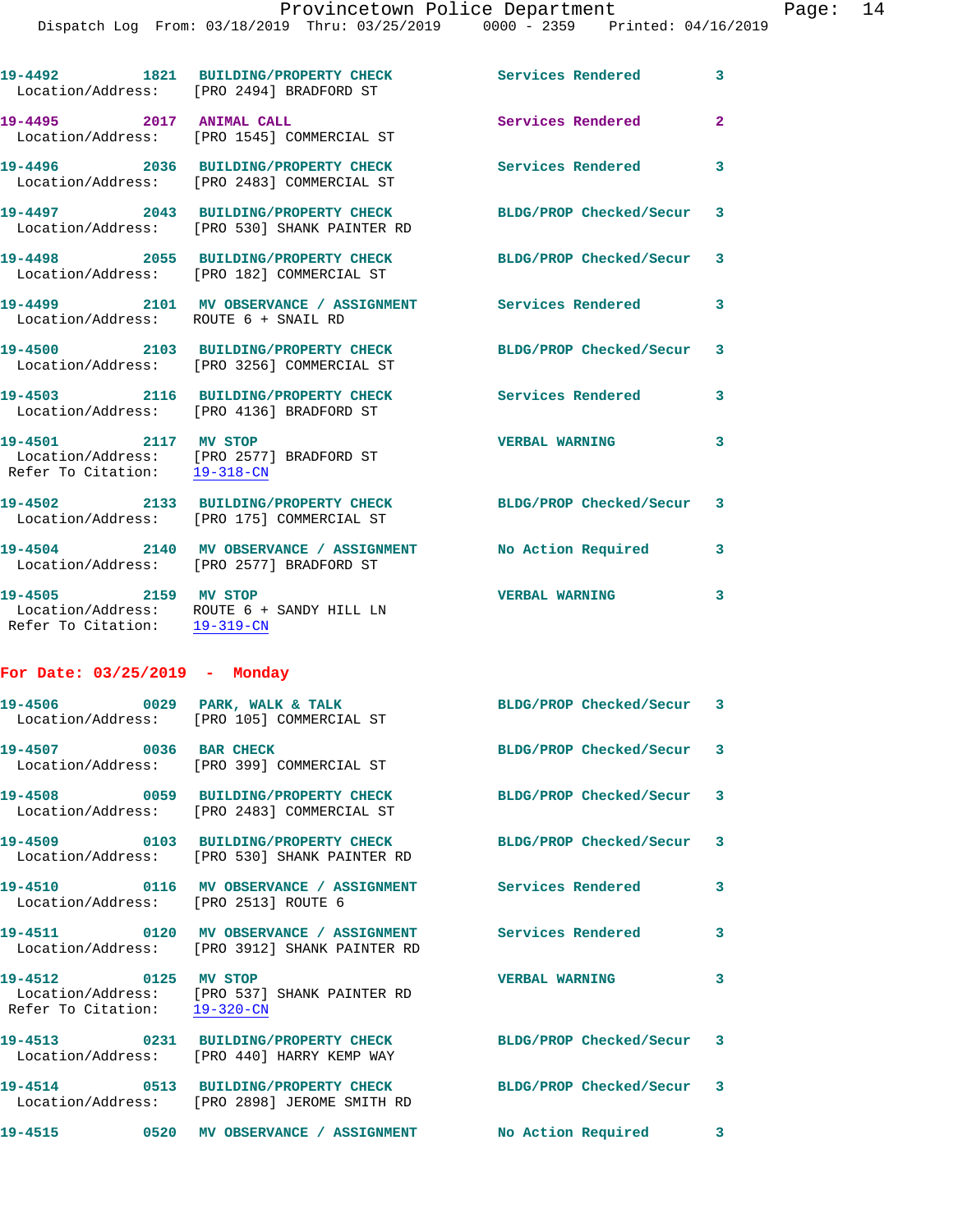19-4492 1821 BUILDING/PROPERTY CHECK Services Rendered 3
Location/Address: [PRO 2494] BRADFORD ST

19-4495 2017 ANIMAL CALL Services Rendered 2
Location/Address: [PRO 1545] COMMERCIAL ST

19-4496 2036 BUILDING/PROPERTY CHECK Services Rendered 3
Location/Address: [PRO 2483] COMMERCIAL ST

19-4497 2043 BUILDING/PROPERTY CHECK BLDG/PROP Checked/Secur 3
Location/Address: [PRO 530] SHANK PAINTER RD

19-4498 2055 BUILDING/PROPERTY CHECK BLDG/PROP Checked/Secur 3
Location/Address: [PRO 182] COMMERCIAL ST

19-4499 2101 MV OBSERVANCE / ASSIGNMENT Services Rendered 3
Location/Address: ROUTE 6 + SNAIL RD

19-4500 2103 BUILDING/PROPERTY CHECK BLDG/PROP Checked/Secur 3
Location/Address: [PRO 3256] COMMERCIAL ST

19-4503 2116 BUILDING/PROPERTY CHECK Services Rendered 3
Location/Address: [PRO 4136] BRADFORD ST

19-4501 2117 MV STOP VERBAL WARNING 3
Location/Address: [PRO 2577] BRADFORD ST
Refer To Citation: 19-318-CN

19-4502 2133 BUILDING/PROPERTY CHECK BLDG/PROP Checked/Secur 3
Location/Address: [PRO 175] COMMERCIAL ST

19-4504 2140 MV OBSERVANCE / ASSIGNMENT No Action Required 3
Location/Address: [PRO 2577] BRADFORD ST

19-4505 2159 MV STOP VERBAL WARNING 3
Location/Address: ROUTE 6 + SANDY HILL LN
Refer To Citation: 19-319-CN

**For Date: 03/25/2019 - Monday**

19-4506 0029 PARK, WALK & TALK BLDG/PROP Checked/Secur 3
Location/Address: [PRO 105] COMMERCIAL ST

19-4507 0036 BAR CHECK BLDG/PROP Checked/Secur 3
Location/Address: [PRO 399] COMMERCIAL ST

19-4508 0059 BUILDING/PROPERTY CHECK BLDG/PROP Checked/Secur 3
Location/Address: [PRO 2483] COMMERCIAL ST

19-4509 0103 BUILDING/PROPERTY CHECK BLDG/PROP Checked/Secur 3
Location/Address: [PRO 530] SHANK PAINTER RD

19-4510 0116 MV OBSERVANCE / ASSIGNMENT Services Rendered 3
Location/Address: [PRO 2513] ROUTE 6

19-4511 0120 MV OBSERVANCE / ASSIGNMENT Services Rendered 3
Location/Address: [PRO 3912] SHANK PAINTER RD

19-4512 0125 MV STOP VERBAL WARNING 3
Location/Address: [PRO 537] SHANK PAINTER RD
Refer To Citation: 19-320-CN

19-4513 0231 BUILDING/PROPERTY CHECK BLDG/PROP Checked/Secur 3
Location/Address: [PRO 440] HARRY KEMP WAY

19-4514 0513 BUILDING/PROPERTY CHECK BLDG/PROP Checked/Secur 3
Location/Address: [PRO 2898] JEROME SMITH RD

19-4515 0520 MV OBSERVANCE / ASSIGNMENT No Action Required 3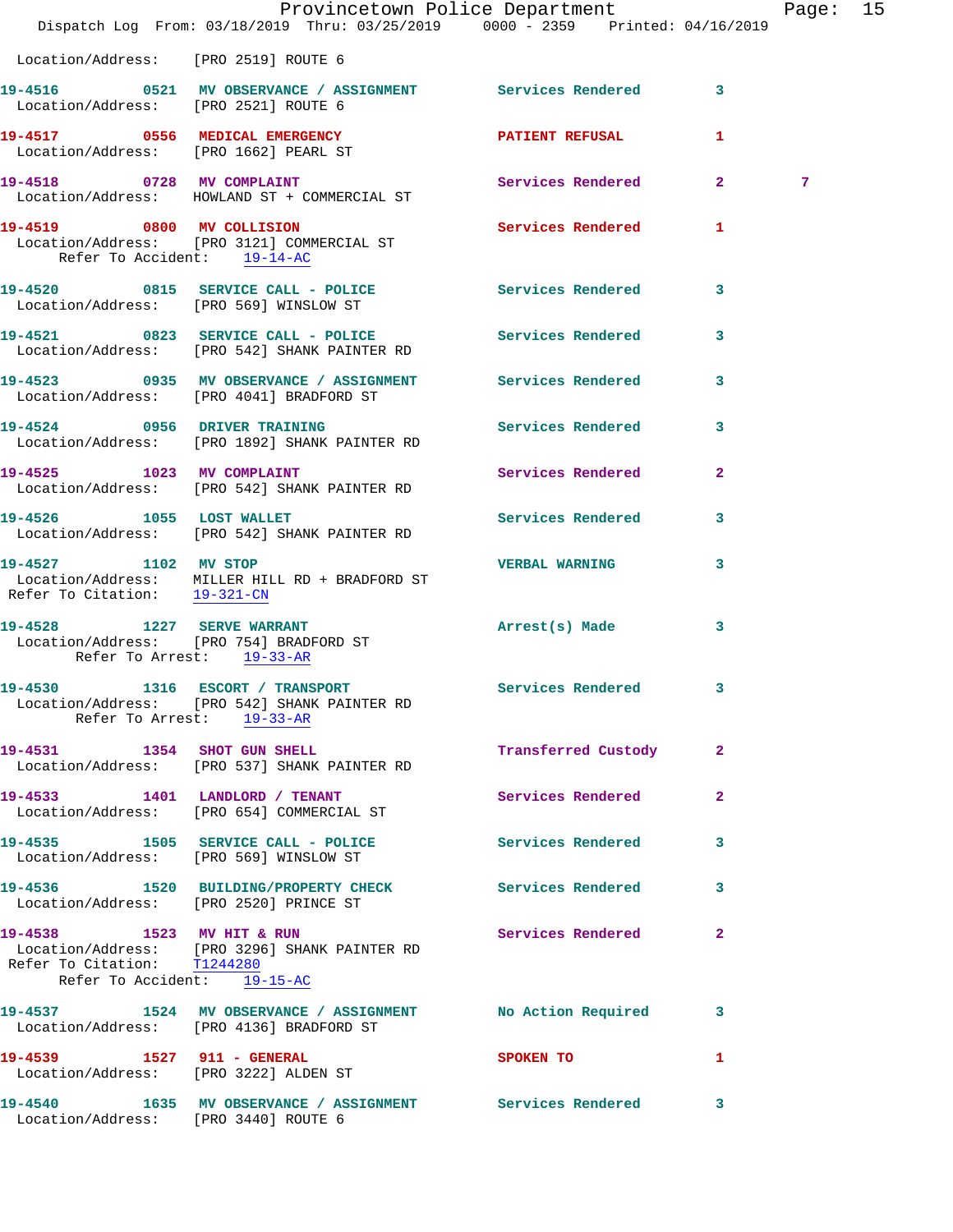Location/Address: [PRO 2519] ROUTE 6

**19-4516** 0521 **MV OBSERVANCE / ASSIGNMENT** Services Rendered 3
Location/Address: [PRO 2521] ROUTE 6

**19-4517** 0556 **MEDICAL EMERGENCY** PATIENT REFUSAL 1
Location/Address: [PRO 1662] PEARL ST

**19-4518** 0728 **MV COMPLAINT** Services Rendered 2 7
Location/Address: HOWLAND ST + COMMERCIAL ST

**19-4519** 0800 **MV COLLISION** Services Rendered 1
Location/Address: [PRO 3121] COMMERCIAL ST
Refer To Accident: 19-14-AC

**19-4520** 0815 **SERVICE CALL - POLICE** Services Rendered 3
Location/Address: [PRO 569] WINSLOW ST

**19-4521** 0823 **SERVICE CALL - POLICE** Services Rendered 3
Location/Address: [PRO 542] SHANK PAINTER RD

**19-4523** 0935 **MV OBSERVANCE / ASSIGNMENT** Services Rendered 3
Location/Address: [PRO 4041] BRADFORD ST

**19-4524** 0956 **DRIVER TRAINING** Services Rendered 3
Location/Address: [PRO 1892] SHANK PAINTER RD

**19-4525** 1023 **MV COMPLAINT** Services Rendered 2
Location/Address: [PRO 542] SHANK PAINTER RD

**19-4526** 1055 **LOST WALLET** Services Rendered 3
Location/Address: [PRO 542] SHANK PAINTER RD

**19-4527** 1102 **MV STOP** VERBAL WARNING 3
Location/Address: MILLER HILL RD + BRADFORD ST
Refer To Citation: 19-321-CN

**19-4528** 1227 **SERVE WARRANT** Arrest(s) Made 3
Location/Address: [PRO 754] BRADFORD ST
Refer To Arrest: 19-33-AR

**19-4530** 1316 **ESCORT / TRANSPORT** Services Rendered 3
Location/Address: [PRO 542] SHANK PAINTER RD
Refer To Arrest: 19-33-AR

**19-4531** 1354 **SHOT GUN SHELL** Transferred Custody 2
Location/Address: [PRO 537] SHANK PAINTER RD

**19-4533** 1401 **LANDLORD / TENANT** Services Rendered 2
Location/Address: [PRO 654] COMMERCIAL ST

**19-4535** 1505 **SERVICE CALL - POLICE** Services Rendered 3
Location/Address: [PRO 569] WINSLOW ST

**19-4536** 1520 **BUILDING/PROPERTY CHECK** Services Rendered 3
Location/Address: [PRO 2520] PRINCE ST

**19-4538** 1523 **MV HIT & RUN** Services Rendered 2
Location/Address: [PRO 3296] SHANK PAINTER RD
Refer To Citation: T1244280
Refer To Accident: 19-15-AC

**19-4537** 1524 **MV OBSERVANCE / ASSIGNMENT** No Action Required 3
Location/Address: [PRO 4136] BRADFORD ST

**19-4539** 1527 **911 - GENERAL** SPOKEN TO 1
Location/Address: [PRO 3222] ALDEN ST

**19-4540** 1635 **MV OBSERVANCE / ASSIGNMENT** Services Rendered 3
Location/Address: [PRO 3440] ROUTE 6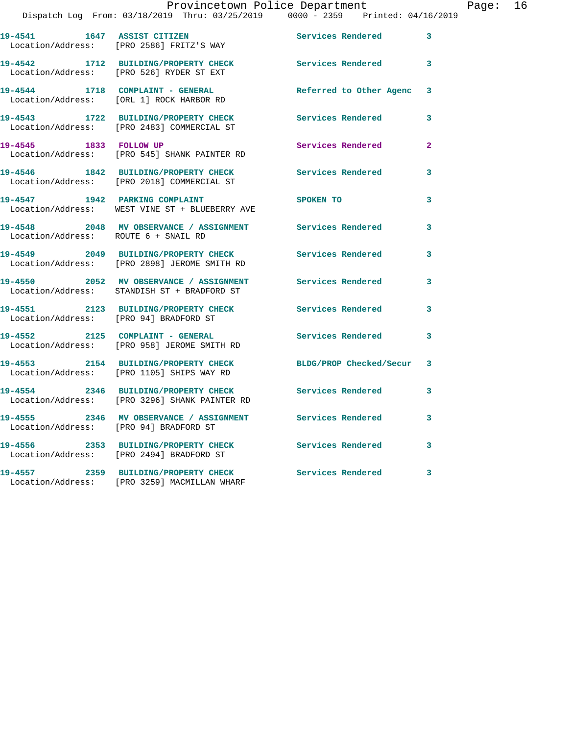| | | | | |
|---|---|---|---|---|
| 19-4541 | 1647 | ASSIST CITIZEN | Services Rendered | 3 |
| Location/Address: | | [PRO 2586] FRITZ'S WAY | | |
| 19-4542 | 1712 | BUILDING/PROPERTY CHECK | Services Rendered | 3 |
| Location/Address: | | [PRO 526] RYDER ST EXT | | |
| 19-4544 | 1718 | COMPLAINT - GENERAL | Referred to Other Agenc | 3 |
| Location/Address: | | [ORL 1] ROCK HARBOR RD | | |
| 19-4543 | 1722 | BUILDING/PROPERTY CHECK | Services Rendered | 3 |
| Location/Address: | | [PRO 2483] COMMERCIAL ST | | |
| 19-4545 | 1833 | FOLLOW UP | Services Rendered | 2 |
| Location/Address: | | [PRO 545] SHANK PAINTER RD | | |
| 19-4546 | 1842 | BUILDING/PROPERTY CHECK | Services Rendered | 3 |
| Location/Address: | | [PRO 2018] COMMERCIAL ST | | |
| 19-4547 | 1942 | PARKING COMPLAINT | SPOKEN TO | 3 |
| Location/Address: | | WEST VINE ST + BLUEBERRY AVE | | |
| 19-4548 | 2048 | MV OBSERVANCE / ASSIGNMENT | Services Rendered | 3 |
| Location/Address: | | ROUTE 6 + SNAIL RD | | |
| 19-4549 | 2049 | BUILDING/PROPERTY CHECK | Services Rendered | 3 |
| Location/Address: | | [PRO 2898] JEROME SMITH RD | | |
| 19-4550 | 2052 | MV OBSERVANCE / ASSIGNMENT | Services Rendered | 3 |
| Location/Address: | | STANDISH ST + BRADFORD ST | | |
| 19-4551 | 2123 | BUILDING/PROPERTY CHECK | Services Rendered | 3 |
| Location/Address: | | [PRO 94] BRADFORD ST | | |
| 19-4552 | 2125 | COMPLAINT - GENERAL | Services Rendered | 3 |
| Location/Address: | | [PRO 958] JEROME SMITH RD | | |
| 19-4553 | 2154 | BUILDING/PROPERTY CHECK | BLDG/PROP Checked/Secur | 3 |
| Location/Address: | | [PRO 1105] SHIPS WAY RD | | |
| 19-4554 | 2346 | BUILDING/PROPERTY CHECK | Services Rendered | 3 |
| Location/Address: | | [PRO 3296] SHANK PAINTER RD | | |
| 19-4555 | 2346 | MV OBSERVANCE / ASSIGNMENT | Services Rendered | 3 |
| Location/Address: | | [PRO 94] BRADFORD ST | | |
| 19-4556 | 2353 | BUILDING/PROPERTY CHECK | Services Rendered | 3 |
| Location/Address: | | [PRO 2494] BRADFORD ST | | |
| 19-4557 | 2359 | BUILDING/PROPERTY CHECK | Services Rendered | 3 |
| Location/Address: | | [PRO 3259] MACMILLAN WHARF | | |